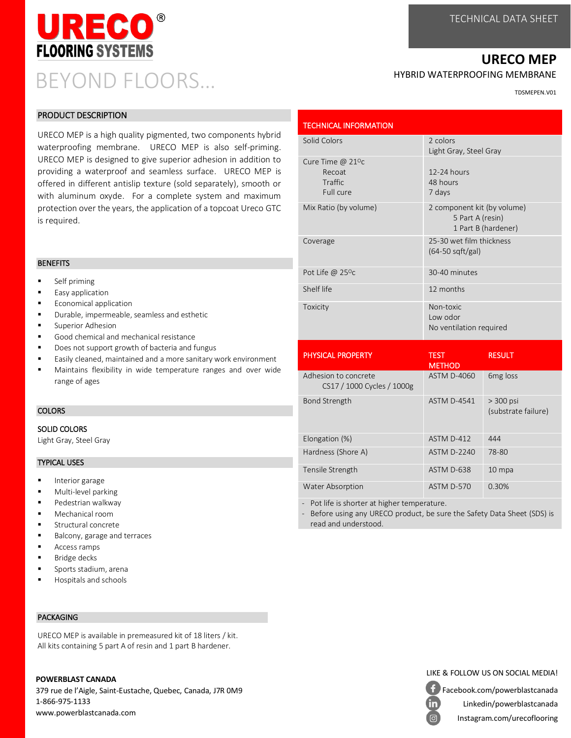# URECO® FLOORING SYSTEMS

BEYOND FLOORS...

TECHNICAL DATA SHEET

## URECO MEP

HYBRID WATERPROOFING MEMBRANE

TDSMEPEN.V01

## PRODUCT DESCRIPTION

URECO MEP is a high quality pigmented, two components hybrid waterproofing membrane. URECO MEP is also self-priming. URECO MEP is designed to give superior adhesion in addition to providing a waterproof and seamless surface. URECO MEP is offered in different antislip texture (sold separately), smooth or with aluminum oxyde. For a complete system and maximum protection over the years, the application of a topcoat Ureco GTC is required.

## BENEFITS

- Self priming
- Easy application
- Economical application
- Durable, impermeable, seamless and esthetic
- Superior Adhesion
- Good chemical and mechanical resistance
- Does not support growth of bacteria and fungus
- Easily cleaned, maintained and a more sanitary work environment
- Maintains flexibility in wide temperature ranges and over wide range of ages

## COLORS

SOLID COLORS

Light Gray, Steel Gray

## TYPICAL USES

- Interior garage
- Multi-level parking
- Pedestrian walkway
- Mechanical room
- Structural concrete
- Balcony, garage and terraces
- Access ramps
- Bridge decks
- Sports stadium, arena
- Hospitals and schools

## PACKAGING

URECO MEP is available in premeasured kit of 18 liters / kit.
All kits containing 5 part A of resin and 1 part B hardener.

## TECHNICAL INFORMATION

| TECHNICAL INFORMATION | |
|---|---|
| Solid Colors | 2 colors<br>Light Gray, Steel Gray |
| Cure Time @ 21ºc<br>Recoat<br>Traffic<br>Full cure | <br>12-24 hours<br>48 hours<br>7 days |
| Mix Ratio (by volume) | 2 component kit (by volume)<br>5 Part A (resin)<br>1 Part B (hardener) |
| Coverage | 25-30 wet film thickness<br>(64-50 sqft/gal) |
| Pot Life @ 25ºc | 30-40 minutes |
| Shelf life | 12 months |
| Toxicity | Non-toxic<br>Low odor<br>No ventilation required |

| PHYSICAL PROPERTY | TEST METHOD | RESULT |
|---|---|---|
| Adhesion to concrete<br>CS17 / 1000 Cycles / 1000g | ASTM D-4060 | 6mg loss |
| Bond Strength | ASTM D-4541 | > 300 psi<br>(substrate failure) |
| Elongation (%) | ASTM D-412 | 444 |
| Hardness (Shore A) | ASTM D-2240 | 78-80 |
| Tensile Strength | ASTM D-638 | 10 mpa |
| Water Absorption | ASTM D-570 | 0.30% |

- Pot life is shorter at higher temperature.
- Before using any URECO product, be sure the Safety Data Sheet (SDS) is read and understood.

**POWERBLAST CANADA**
379 rue de l'Aigle, Saint-Eustache, Quebec, Canada, J7R 0M9
1-866-975-1133
www.powerblastcanada.com

LIKE & FOLLOW US ON SOCIAL MEDIA!

Facebook.com/powerblastcanada
Linkedin/powerblastcanada
Instagram.com/urecoflooring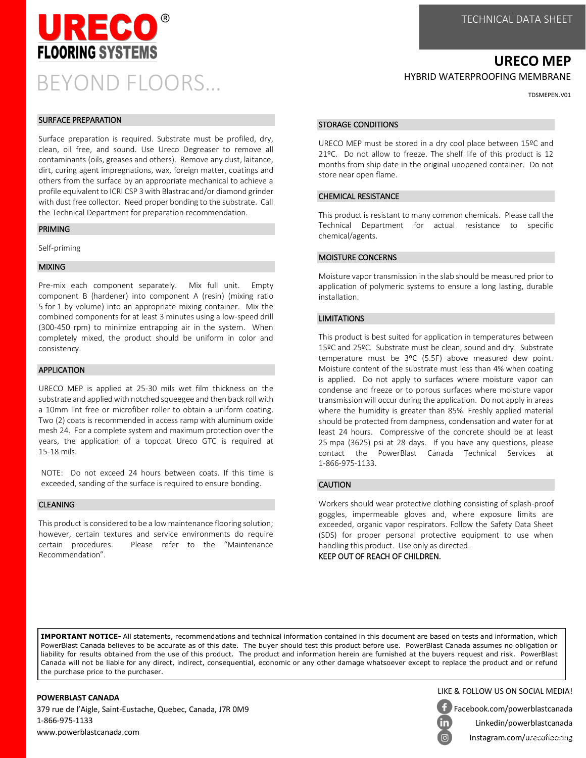# URECO FLOORING SYSTEMS

BEYOND FLOORS...

TECHNICAL DATA SHEET

## URECO MEP

HYBRID WATERPROOFING MEMBRANE

TDSMEPEN.V01

### SURFACE PREPARATION

Surface preparation is required. Substrate must be profiled, dry, clean, oil free, and sound. Use Ureco Degreaser to remove all contaminants (oils, greases and others). Remove any dust, laitance, dirt, curing agent impregnations, wax, foreign matter, coatings and others from the surface by an appropriate mechanical to achieve a profile equivalent to ICRI CSP 3 with Blastrac and/or diamond grinder with dust free collector. Need proper bonding to the substrate. Call the Technical Department for preparation recommendation.

### PRIMING

Self-priming

### MIXING

Pre-mix each component separately. Mix full unit. Empty component B (hardener) into component A (resin) (mixing ratio 5 for 1 by volume) into an appropriate mixing container. Mix the combined components for at least 3 minutes using a low-speed drill (300-450 rpm) to minimize entrapping air in the system. When completely mixed, the product should be uniform in color and consistency.

### APPLICATION

URECO MEP is applied at 25-30 mils wet film thickness on the substrate and applied with notched squeegee and then back roll with a 10mm lint free or microfiber roller to obtain a uniform coating. Two (2) coats is recommended in access ramp with aluminum oxide mesh 24. For a complete system and maximum protection over the years, the application of a topcoat Ureco GTC is required at 15-18 mils.

NOTE: Do not exceed 24 hours between coats. If this time is exceeded, sanding of the surface is required to ensure bonding.

### CLEANING

This product is considered to be a low maintenance flooring solution; however, certain textures and service environments do require certain procedures. Please refer to the “Maintenance Recommendation”.

### STORAGE CONDITIONS

URECO MEP must be stored in a dry cool place between 15ºC and 21ºC. Do not allow to freeze. The shelf life of this product is 12 months from ship date in the original unopened container. Do not store near open flame.

### CHEMICAL RESISTANCE

This product is resistant to many common chemicals. Please call the Technical Department for actual resistance to specific chemical/agents.

### MOISTURE CONCERNS

Moisture vapor transmission in the slab should be measured prior to application of polymeric systems to ensure a long lasting, durable installation.

### LIMITATIONS

This product is best suited for application in temperatures between 15ºC and 25ºC. Substrate must be clean, sound and dry. Substrate temperature must be 3ºC (5.5F) above measured dew point. Moisture content of the substrate must less than 4% when coating is applied. Do not apply to surfaces where moisture vapor can condense and freeze or to porous surfaces where moisture vapor transmission will occur during the application. Do not apply in areas where the humidity is greater than 85%. Freshly applied material should be protected from dampness, condensation and water for at least 24 hours. Compressive of the concrete should be at least 25 mpa (3625) psi at 28 days. If you have any questions, please contact the PowerBlast Canada Technical Services at 1-866-975-1133.

### CAUTION

Workers should wear protective clothing consisting of splash-proof goggles, impermeable gloves and, where exposure limits are exceeded, organic vapor respirators. Follow the Safety Data Sheet (SDS) for proper personal protective equipment to use when handling this product. Use only as directed.

KEEP OUT OF REACH OF CHILDREN.

**IMPORTANT NOTICE-** All statements, recommendations and technical information contained in this document are based on tests and information, which PowerBlast Canada believes to be accurate as of this date. The buyer should test this product before use. PowerBlast Canada assumes no obligation or liability for results obtained from the use of this product. The product and information herein are furnished at the buyers request and risk. PowerBlast Canada will not be liable for any direct, indirect, consequential, economic or any other damage whatsoever except to replace the product and or refund the purchase price to the purchaser.

**POWERBLAST CANADA**
379 rue de l’Aigle, Saint-Eustache, Quebec, Canada, J7R 0M9
1-866-975-1133
www.powerblastcanada.com

LIKE & FOLLOW US ON SOCIAL MEDIA!
Facebook.com/powerblastcanada
Linkedin/powerblastcanada
Instagram.com/urecoflooring